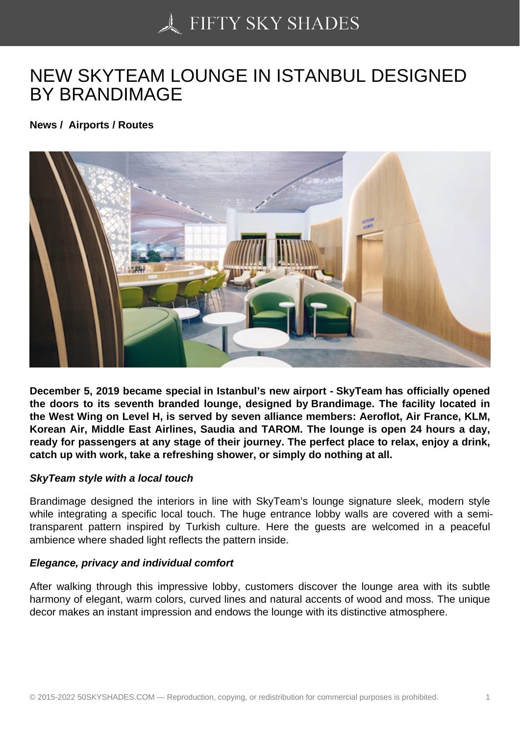# NEW SKYTEAM LOUNGE IN ISTANBUL DESIGNED BY BRANDIMAGE

**News / Airports / Routes**

**December 5, 2019 became special in Istanbul's new airport - SkyTeam has officially opened the doors to its seventh branded lounge, designed by Brandimage. The facility located in the West Wing on Level H, is served by seven alliance members: Aeroflot, Air France, KLM, Korean Air, Middle East Airlines, Saudia and TAROM. The lounge is open 24 hours a day, ready for passengers at any stage of their journey. The perfect place to relax, enjoy a drink, catch up with work, take a refreshing shower, or simply do nothing at all.**

***SkyTeam style with a local touch***

Brandimage designed the interiors in line with SkyTeam's lounge signature sleek, modern style while integrating a specific local touch. The huge entrance lobby walls are covered with a semi-transparent pattern inspired by Turkish culture. Here the guests are welcomed in a peaceful ambience where shaded light reflects the pattern inside.

***Elegance, privacy and individual comfort***

After walking through this impressive lobby, customers discover the lounge area with its subtle harmony of elegant, warm colors, curved lines and natural accents of wood and moss. The unique decor makes an instant impression and endows the lounge with its distinctive atmosphere.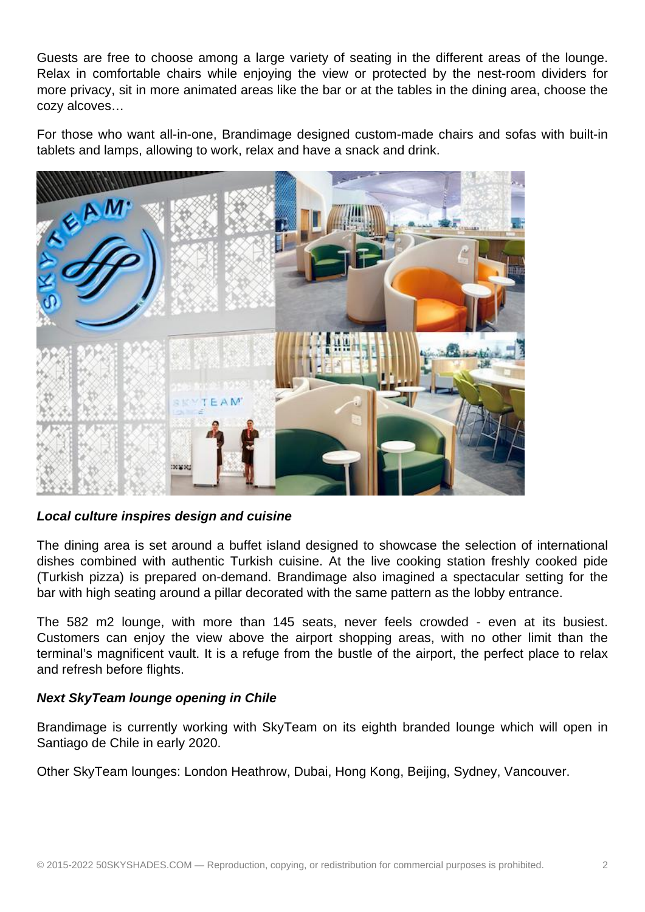Guests are free to choose among a large variety of seating in the different areas of the lounge. Relax in comfortable chairs while enjoying the view or protected by the nest-room dividers for more privacy, sit in more animated areas like the bar or at the tables in the dining area, choose the cozy alcoves…

For those who want all-in-one, Brandimage designed custom-made chairs and sofas with built-in tablets and lamps, allowing to work, relax and have a snack and drink.

***Local culture inspires design and cuisine***

The dining area is set around a buffet island designed to showcase the selection of international dishes combined with authentic Turkish cuisine. At the live cooking station freshly cooked pide (Turkish pizza) is prepared on-demand. Brandimage also imagined a spectacular setting for the bar with high seating around a pillar decorated with the same pattern as the lobby entrance.

The 582 m2 lounge, with more than 145 seats, never feels crowded - even at its busiest. Customers can enjoy the view above the airport shopping areas, with no other limit than the terminal's magnificent vault. It is a refuge from the bustle of the airport, the perfect place to relax and refresh before flights.

***Next SkyTeam lounge opening in Chile***

Brandimage is currently working with SkyTeam on its eighth branded lounge which will open in Santiago de Chile in early 2020.

Other SkyTeam lounges: London Heathrow, Dubai, Hong Kong, Beijing, Sydney, Vancouver.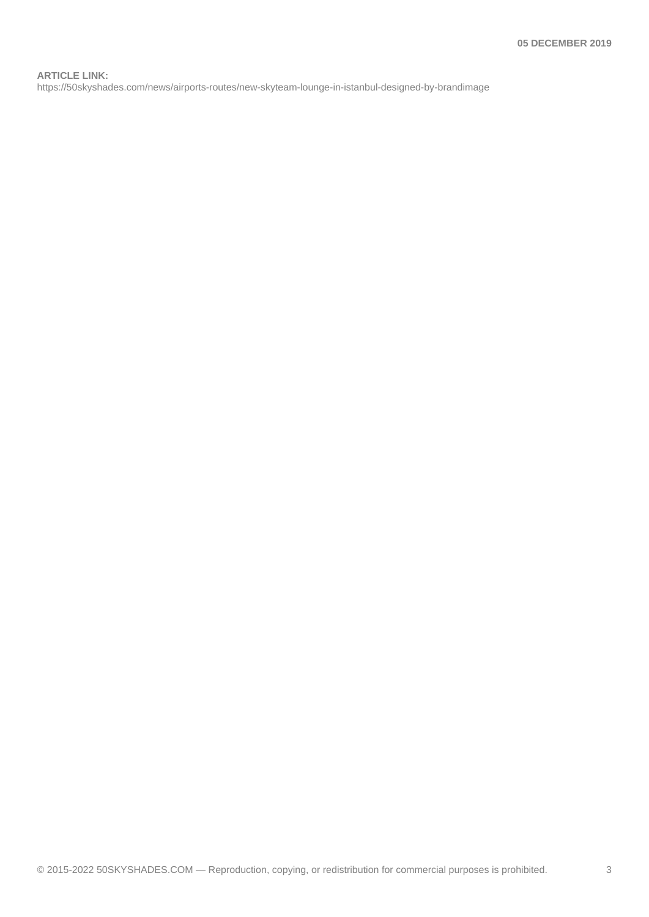**ARTICLE LINK:**
https://50skyshades.com/news/airports-routes/new-skyteam-lounge-in-istanbul-designed-by-brandimage